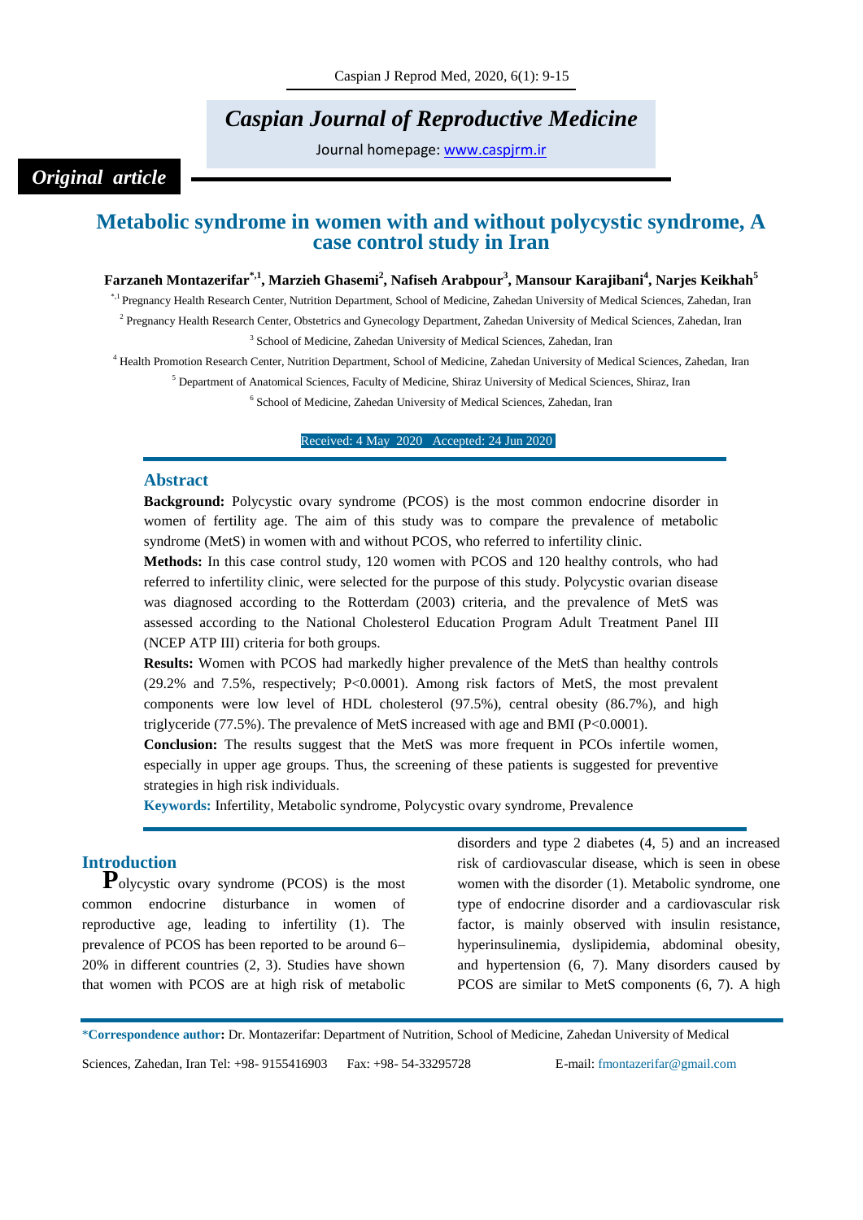*Original article*

# Metabolic syndrome in women with and without polycystic syndrome, A case control study in Iran

**Farzaneh Montazerifar[*,1], Marzieh Ghasemi[2], Nafiseh Arabpour[3], Mansour Karajibani[4], Narjes Keikhah[5]**

[*,1] Pregnancy Health Research Center, Nutrition Department, School of Medicine, Zahedan University of Medical Sciences, Zahedan, Iran

[2] Pregnancy Health Research Center, Obstetrics and Gynecology Department, Zahedan University of Medical Sciences, Zahedan, Iran

[3] School of Medicine, Zahedan University of Medical Sciences, Zahedan, Iran

[4] Health Promotion Research Center, Nutrition Department, School of Medicine, Zahedan University of Medical Sciences, Zahedan, Iran

[5] Department of Anatomical Sciences, Faculty of Medicine, Shiraz University of Medical Sciences, Shiraz, Iran

[6] School of Medicine, Zahedan University of Medical Sciences, Zahedan, Iran

Received: 4 May 2020 Accepted: 24 Jun 2020

## Abstract

**Background:** Polycystic ovary syndrome (PCOS) is the most common endocrine disorder in women of fertility age. The aim of this study was to compare the prevalence of metabolic syndrome (MetS) in women with and without PCOS, who referred to infertility clinic.

**Methods:** In this case control study, 120 women with PCOS and 120 healthy controls, who had referred to infertility clinic, were selected for the purpose of this study. Polycystic ovarian disease was diagnosed according to the Rotterdam (2003) criteria, and the prevalence of MetS was assessed according to the National Cholesterol Education Program Adult Treatment Panel III (NCEP ATP III) criteria for both groups.

**Results:** Women with PCOS had markedly higher prevalence of the MetS than healthy controls (29.2% and 7.5%, respectively; P<0.0001). Among risk factors of MetS, the most prevalent components were low level of HDL cholesterol (97.5%), central obesity (86.7%), and high triglyceride (77.5%). The prevalence of MetS increased with age and BMI (P<0.0001).

**Conclusion:** The results suggest that the MetS was more frequent in PCOs infertile women, especially in upper age groups. Thus, the screening of these patients is suggested for preventive strategies in high risk individuals.

**Keywords:** Infertility, Metabolic syndrome, Polycystic ovary syndrome, Prevalence

## Introduction

Polycystic ovary syndrome (PCOS) is the most common endocrine disturbance in women of reproductive age, leading to infertility (1). The prevalence of PCOS has been reported to be around 6–20% in different countries (2, 3). Studies have shown that women with PCOS are at high risk of metabolic disorders and type 2 diabetes (4, 5) and an increased risk of cardiovascular disease, which is seen in obese women with the disorder (1). Metabolic syndrome, one type of endocrine disorder and a cardiovascular risk factor, is mainly observed with insulin resistance, hyperinsulinemia, dyslipidemia, abdominal obesity, and hypertension (6, 7). Many disorders caused by PCOS are similar to MetS components (6, 7). A high

\***Correspondence author:** Dr. Montazerifar: Department of Nutrition, School of Medicine, Zahedan University of Medical Sciences, Zahedan, Iran Tel: +98- 9155416903 Fax: +98- 54-33295728 E-mail: fmontazerifar@gmail.com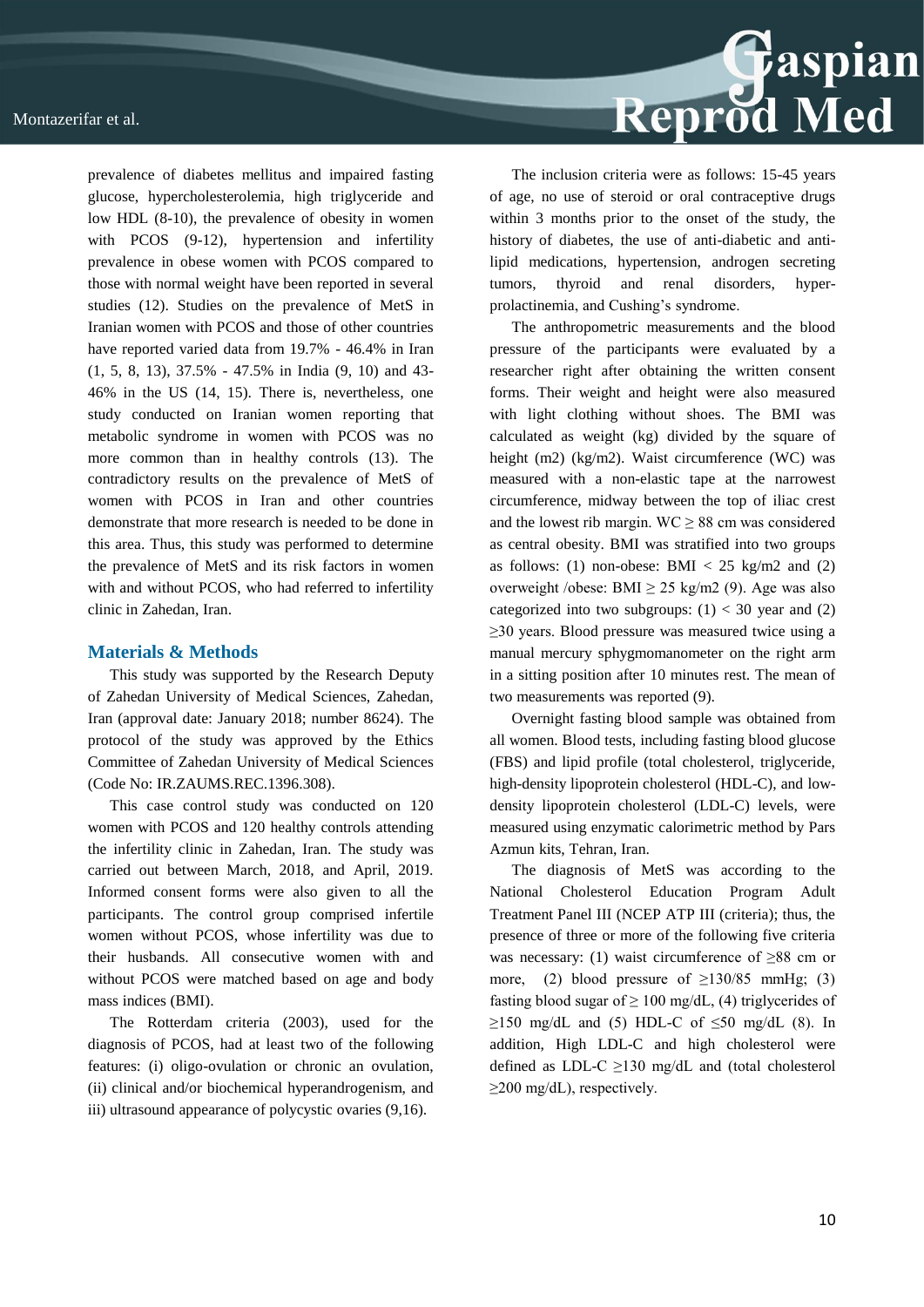prevalence of diabetes mellitus and impaired fasting glucose, hypercholesterolemia, high triglyceride and low HDL (8-10), the prevalence of obesity in women with PCOS (9-12), hypertension and infertility prevalence in obese women with PCOS compared to those with normal weight have been reported in several studies (12). Studies on the prevalence of MetS in Iranian women with PCOS and those of other countries have reported varied data from 19.7% - 46.4% in Iran (1, 5, 8, 13), 37.5% - 47.5% in India (9, 10) and 43-46% in the US (14, 15). There is, nevertheless, one study conducted on Iranian women reporting that metabolic syndrome in women with PCOS was no more common than in healthy controls (13). The contradictory results on the prevalence of MetS of women with PCOS in Iran and other countries demonstrate that more research is needed to be done in this area. Thus, this study was performed to determine the prevalence of MetS and its risk factors in women with and without PCOS, who had referred to infertility clinic in Zahedan, Iran.

## Materials & Methods

This study was supported by the Research Deputy of Zahedan University of Medical Sciences, Zahedan, Iran (approval date: January 2018; number 8624). The protocol of the study was approved by the Ethics Committee of Zahedan University of Medical Sciences (Code No: IR.ZAUMS.REC.1396.308).

This case control study was conducted on 120 women with PCOS and 120 healthy controls attending the infertility clinic in Zahedan, Iran. The study was carried out between March, 2018, and April, 2019. Informed consent forms were also given to all the participants. The control group comprised infertile women without PCOS, whose infertility was due to their husbands. All consecutive women with and without PCOS were matched based on age and body mass indices (BMI).

The Rotterdam criteria (2003), used for the diagnosis of PCOS, had at least two of the following features: (i) oligo-ovulation or chronic an ovulation, (ii) clinical and/or biochemical hyperandrogenism, and iii) ultrasound appearance of polycystic ovaries (9,16).

The inclusion criteria were as follows: 15-45 years of age, no use of steroid or oral contraceptive drugs within 3 months prior to the onset of the study, the history of diabetes, the use of anti-diabetic and anti-lipid medications, hypertension, androgen secreting tumors, thyroid and renal disorders, hyper-prolactinemia, and Cushing's syndrome.

The anthropometric measurements and the blood pressure of the participants were evaluated by a researcher right after obtaining the written consent forms. Their weight and height were also measured with light clothing without shoes. The BMI was calculated as weight (kg) divided by the square of height (m2) (kg/m2). Waist circumference (WC) was measured with a non-elastic tape at the narrowest circumference, midway between the top of iliac crest and the lowest rib margin. WC ≥ 88 cm was considered as central obesity. BMI was stratified into two groups as follows: (1) non-obese: BMI < 25 kg/m2 and (2) overweight /obese: BMI ≥ 25 kg/m2 (9). Age was also categorized into two subgroups: (1) < 30 year and (2) ≥30 years. Blood pressure was measured twice using a manual mercury sphygmomanometer on the right arm in a sitting position after 10 minutes rest. The mean of two measurements was reported (9).

Overnight fasting blood sample was obtained from all women. Blood tests, including fasting blood glucose (FBS) and lipid profile (total cholesterol, triglyceride, high-density lipoprotein cholesterol (HDL-C), and low-density lipoprotein cholesterol (LDL-C) levels, were measured using enzymatic calorimetric method by Pars Azmun kits, Tehran, Iran.

The diagnosis of MetS was according to the National Cholesterol Education Program Adult Treatment Panel III (NCEP ATP III (criteria); thus, the presence of three or more of the following five criteria was necessary: (1) waist circumference of ≥88 cm or more, (2) blood pressure of ≥130/85 mmHg; (3) fasting blood sugar of ≥ 100 mg/dL, (4) triglycerides of ≥150 mg/dL and (5) HDL-C of ≤50 mg/dL (8). In addition, High LDL-C and high cholesterol were defined as LDL-C ≥130 mg/dL and (total cholesterol ≥200 mg/dL), respectively.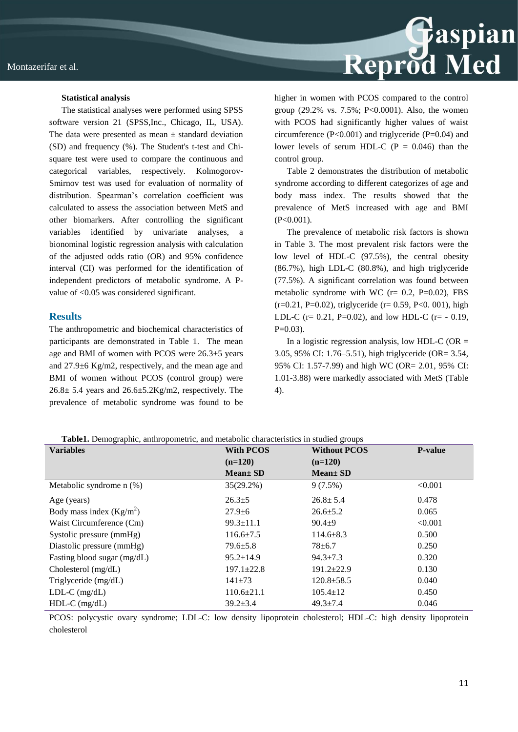### Statistical analysis

The statistical analyses were performed using SPSS software version 21 (SPSS,Inc., Chicago, IL, USA). The data were presented as mean ± standard deviation (SD) and frequency (%). The Student's t-test and Chi-square test were used to compare the continuous and categorical variables, respectively. Kolmogorov-Smirnov test was used for evaluation of normality of distribution. Spearman's correlation coefficient was calculated to assess the association between MetS and other biomarkers. After controlling the significant variables identified by univariate analyses, a bionominal logistic regression analysis with calculation of the adjusted odds ratio (OR) and 95% confidence interval (CI) was performed for the identification of independent predictors of metabolic syndrome. A P-value of <0.05 was considered significant.

## Results

The anthropometric and biochemical characteristics of participants are demonstrated in Table 1. The mean age and BMI of women with PCOS were 26.3±5 years and 27.9±6 Kg/m2, respectively, and the mean age and BMI of women without PCOS (control group) were 26.8± 5.4 years and 26.6±5.2Kg/m2, respectively. The prevalence of metabolic syndrome was found to be higher in women with PCOS compared to the control group (29.2% vs. 7.5%; P<0.0001). Also, the women with PCOS had significantly higher values of waist circumference (P<0.001) and triglyceride (P=0.04) and lower levels of serum HDL-C (P = 0.046) than the control group.

Table 2 demonstrates the distribution of metabolic syndrome according to different categorizes of age and body mass index. The results showed that the prevalence of MetS increased with age and BMI (P<0.001).

The prevalence of metabolic risk factors is shown in Table 3. The most prevalent risk factors were the low level of HDL-C (97.5%), the central obesity (86.7%), high LDL-C (80.8%), and high triglyceride (77.5%). A significant correlation was found between metabolic syndrome with WC (r= 0.2, P=0.02), FBS (r=0.21, P=0.02), triglyceride (r= 0.59, P<0. 001), high LDL-C (r= 0.21, P=0.02), and low HDL-C (r= - 0.19, P=0.03).

In a logistic regression analysis, low HDL-C (OR = 3.05, 95% CI: 1.76–5.51), high triglyceride (OR= 3.54, 95% CI: 1.57-7.99) and high WC (OR= 2.01, 95% CI: 1.01-3.88) were markedly associated with MetS (Table 4).

**Table1.** Demographic, anthropometric, and metabolic characteristics in studied groups

| Variables | With PCOS (n=120) Mean± SD | Without PCOS (n=120) Mean± SD | P-value |
|---|---|---|---|
| Metabolic syndrome n (%) | 35(29.2%) | 9 (7.5%) | <0.001 |
| Age (years) | 26.3±5 | 26.8± 5.4 | 0.478 |
| Body mass index (Kg/m$^2$) | 27.9±6 | 26.6±5.2 | 0.065 |
| Waist Circumference (Cm) | 99.3±11.1 | 90.4±9 | <0.001 |
| Systolic pressure (mmHg) | 116.6±7.5 | 114.6±8.3 | 0.500 |
| Diastolic pressure (mmHg) | 79.6±5.8 | 78±6.7 | 0.250 |
| Fasting blood sugar (mg/dL) | 95.2±14.9 | 94.3±7.3 | 0.320 |
| Cholesterol (mg/dL) | 197.1±22.8 | 191.2±22.9 | 0.130 |
| Triglyceride (mg/dL) | 141±73 | 120.8±58.5 | 0.040 |
| LDL-C (mg/dL) | 110.6±21.1 | 105.4±12 | 0.450 |
| HDL-C (mg/dL) | 39.2±3.4 | 49.3±7.4 | 0.046 |

PCOS: polycystic ovary syndrome; LDL-C: low density lipoprotein cholesterol; HDL-C: high density lipoprotein cholesterol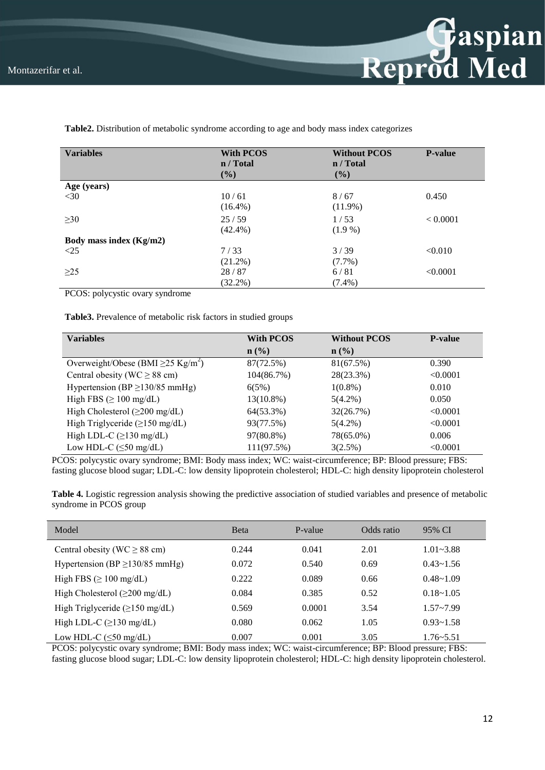**Table2.** Distribution of metabolic syndrome according to age and body mass index categorizes

| Variables | With PCOS n / Total (%) | Without PCOS n / Total (%) | P-value |
|---|---|---|---|
| **Age (years)** | | | |
| <30 | 10 / 61 (16.4%) | 8 / 67 (11.9%) | 0.450 |
| ≥30 | 25 / 59 (42.4%) | 1 / 53 (1.9 %) | < 0.0001 |
| **Body mass index (Kg/m2)** | | | |
| <25 | 7 / 33 (21.2%) | 3 / 39 (7.7%) | <0.010 |
| ≥25 | 28 / 87 (32.2%) | 6 / 81 (7.4%) | <0.0001 |

PCOS: polycystic ovary syndrome

**Table3.** Prevalence of metabolic risk factors in studied groups

| Variables | With PCOS n (%) | Without PCOS n (%) | P-value |
|---|---|---|---|
| Overweight/Obese (BMI ≥25 Kg/m$^2$) | 87(72.5%) | 81(67.5%) | 0.390 |
| Central obesity (WC ≥ 88 cm) | 104(86.7%) | 28(23.3%) | <0.0001 |
| Hypertension (BP ≥130/85 mmHg) | 6(5%) | 1(0.8%) | 0.010 |
| High FBS (≥ 100 mg/dL) | 13(10.8%) | 5(4.2%) | 0.050 |
| High Cholesterol (≥200 mg/dL) | 64(53.3%) | 32(26.7%) | <0.0001 |
| High Triglyceride (≥150 mg/dL) | 93(77.5%) | 5(4.2%) | <0.0001 |
| High LDL-C (≥130 mg/dL) | 97(80.8%) | 78(65.0%) | 0.006 |
| Low HDL-C (≤50 mg/dL) | 111(97.5%) | 3(2.5%) | <0.0001 |

PCOS: polycystic ovary syndrome; BMI: Body mass index; WC: waist-circumference; BP: Blood pressure; FBS: fasting glucose blood sugar; LDL-C: low density lipoprotein cholesterol; HDL-C: high density lipoprotein cholesterol

**Table 4.** Logistic regression analysis showing the predictive association of studied variables and presence of metabolic syndrome in PCOS group

| Model | Beta | P-value | Odds ratio | 95% CI |
|---|---|---|---|---|
| Central obesity (WC ≥ 88 cm) | 0.244 | 0.041 | 2.01 | 1.01~3.88 |
| Hypertension (BP ≥130/85 mmHg) | 0.072 | 0.540 | 0.69 | 0.43~1.56 |
| High FBS (≥ 100 mg/dL) | 0.222 | 0.089 | 0.66 | 0.48~1.09 |
| High Cholesterol (≥200 mg/dL) | 0.084 | 0.385 | 0.52 | 0.18~1.05 |
| High Triglyceride (≥150 mg/dL) | 0.569 | 0.0001 | 3.54 | 1.57~7.99 |
| High LDL-C (≥130 mg/dL) | 0.080 | 0.062 | 1.05 | 0.93~1.58 |
| Low HDL-C (≤50 mg/dL) | 0.007 | 0.001 | 3.05 | 1.76~5.51 |

PCOS: polycystic ovary syndrome; BMI: Body mass index; WC: waist-circumference; BP: Blood pressure; FBS: fasting glucose blood sugar; LDL-C: low density lipoprotein cholesterol; HDL-C: high density lipoprotein cholesterol.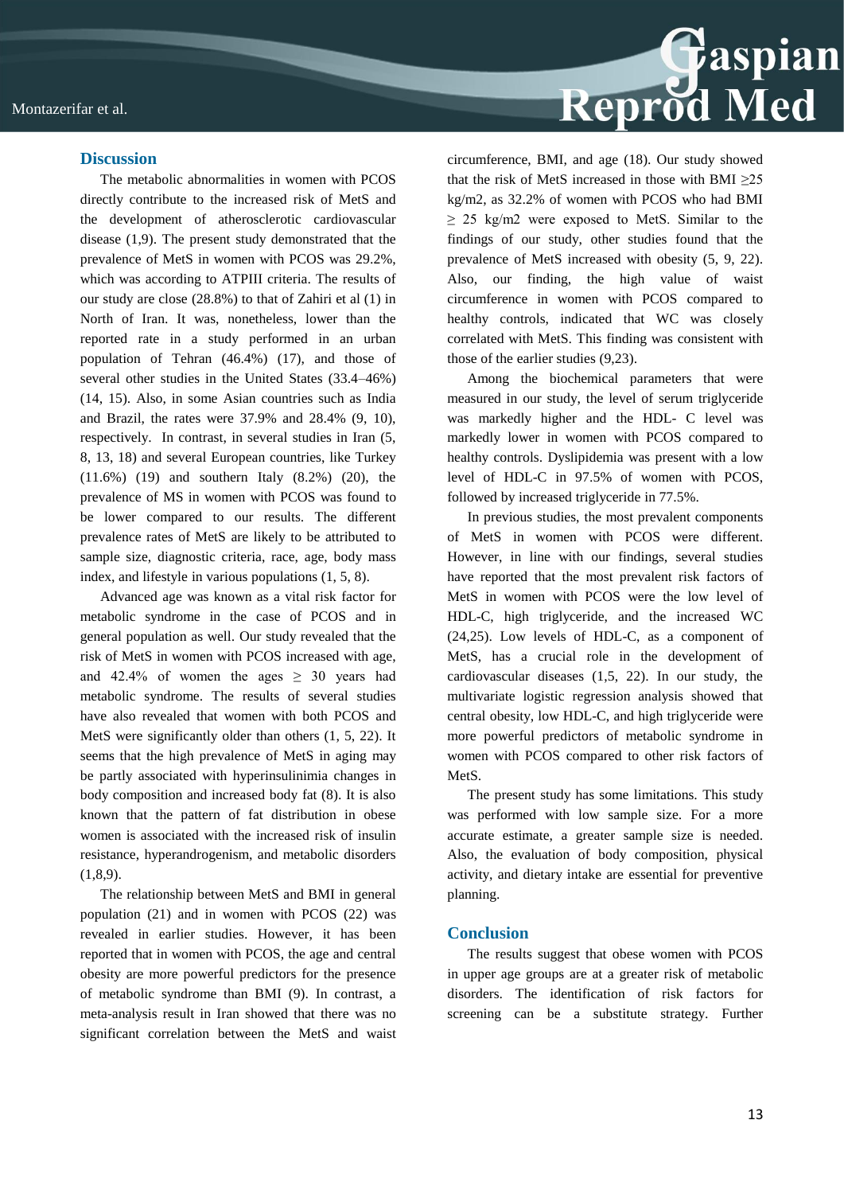## Discussion

The metabolic abnormalities in women with PCOS directly contribute to the increased risk of MetS and the development of atherosclerotic cardiovascular disease (1,9). The present study demonstrated that the prevalence of MetS in women with PCOS was 29.2%, which was according to ATPIII criteria. The results of our study are close (28.8%) to that of Zahiri et al (1) in North of Iran. It was, nonetheless, lower than the reported rate in a study performed in an urban population of Tehran (46.4%) (17), and those of several other studies in the United States (33.4–46%) (14, 15). Also, in some Asian countries such as India and Brazil, the rates were 37.9% and 28.4% (9, 10), respectively. In contrast, in several studies in Iran (5, 8, 13, 18) and several European countries, like Turkey (11.6%) (19) and southern Italy (8.2%) (20), the prevalence of MS in women with PCOS was found to be lower compared to our results. The different prevalence rates of MetS are likely to be attributed to sample size, diagnostic criteria, race, age, body mass index, and lifestyle in various populations (1, 5, 8).

Advanced age was known as a vital risk factor for metabolic syndrome in the case of PCOS and in general population as well. Our study revealed that the risk of MetS in women with PCOS increased with age, and 42.4% of women the ages $\geq$ 30 years had metabolic syndrome. The results of several studies have also revealed that women with both PCOS and MetS were significantly older than others (1, 5, 22). It seems that the high prevalence of MetS in aging may be partly associated with hyperinsulinimia changes in body composition and increased body fat (8). It is also known that the pattern of fat distribution in obese women is associated with the increased risk of insulin resistance, hyperandrogenism, and metabolic disorders (1,8,9).

The relationship between MetS and BMI in general population (21) and in women with PCOS (22) was revealed in earlier studies. However, it has been reported that in women with PCOS, the age and central obesity are more powerful predictors for the presence of metabolic syndrome than BMI (9). In contrast, a meta-analysis result in Iran showed that there was no significant correlation between the MetS and waist circumference, BMI, and age (18). Our study showed that the risk of MetS increased in those with BMI $\geq$25 kg/m2, as 32.2% of women with PCOS who had BMI $\geq$ 25 kg/m2 were exposed to MetS. Similar to the findings of our study, other studies found that the prevalence of MetS increased with obesity (5, 9, 22). Also, our finding, the high value of waist circumference in women with PCOS compared to healthy controls, indicated that WC was closely correlated with MetS. This finding was consistent with those of the earlier studies (9,23).

Among the biochemical parameters that were measured in our study, the level of serum triglyceride was markedly higher and the HDL- C level was markedly lower in women with PCOS compared to healthy controls. Dyslipidemia was present with a low level of HDL-C in 97.5% of women with PCOS, followed by increased triglyceride in 77.5%.

In previous studies, the most prevalent components of MetS in women with PCOS were different. However, in line with our findings, several studies have reported that the most prevalent risk factors of MetS in women with PCOS were the low level of HDL-C, high triglyceride, and the increased WC (24,25). Low levels of HDL-C, as a component of MetS, has a crucial role in the development of cardiovascular diseases (1,5, 22). In our study, the multivariate logistic regression analysis showed that central obesity, low HDL-C, and high triglyceride were more powerful predictors of metabolic syndrome in women with PCOS compared to other risk factors of MetS.

The present study has some limitations. This study was performed with low sample size. For a more accurate estimate, a greater sample size is needed. Also, the evaluation of body composition, physical activity, and dietary intake are essential for preventive planning.

## Conclusion

The results suggest that obese women with PCOS in upper age groups are at a greater risk of metabolic disorders. The identification of risk factors for screening can be a substitute strategy. Further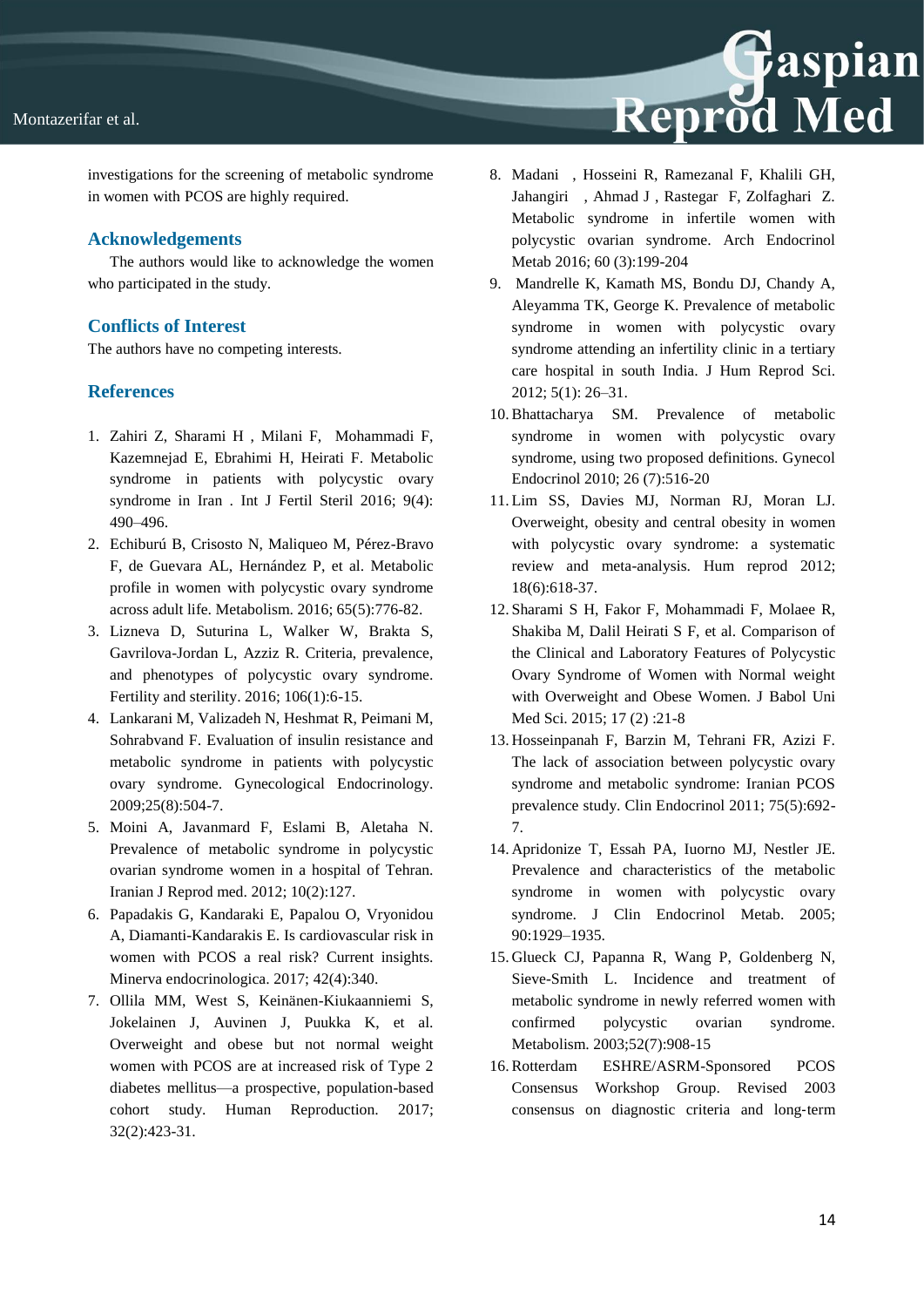investigations for the screening of metabolic syndrome in women with PCOS are highly required.

## Acknowledgements

The authors would like to acknowledge the women who participated in the study.

## Conflicts of Interest

The authors have no competing interests.

## References

1. Zahiri Z, Sharami H , Milani F, Mohammadi F, Kazemnejad E, Ebrahimi H, Heirati F. Metabolic syndrome in patients with polycystic ovary syndrome in Iran . Int J Fertil Steril 2016; 9(4): 490–496.
2. Echiburú B, Crisosto N, Maliqueo M, Pérez-Bravo F, de Guevara AL, Hernández P, et al. Metabolic profile in women with polycystic ovary syndrome across adult life. Metabolism. 2016; 65(5):776-82.
3. Lizneva D, Suturina L, Walker W, Brakta S, Gavrilova-Jordan L, Azziz R. Criteria, prevalence, and phenotypes of polycystic ovary syndrome. Fertility and sterility. 2016; 106(1):6-15.
4. Lankarani M, Valizadeh N, Heshmat R, Peimani M, Sohrabvand F. Evaluation of insulin resistance and metabolic syndrome in patients with polycystic ovary syndrome. Gynecological Endocrinology. 2009;25(8):504-7.
5. Moini A, Javanmard F, Eslami B, Aletaha N. Prevalence of metabolic syndrome in polycystic ovarian syndrome women in a hospital of Tehran. Iranian J Reprod med. 2012; 10(2):127.
6. Papadakis G, Kandaraki E, Papalou O, Vryonidou A, Diamanti-Kandarakis E. Is cardiovascular risk in women with PCOS a real risk? Current insights. Minerva endocrinologica. 2017; 42(4):340.
7. Ollila MM, West S, Keinänen-Kiukaanniemi S, Jokelainen J, Auvinen J, Puukka K, et al. Overweight and obese but not normal weight women with PCOS are at increased risk of Type 2 diabetes mellitus—a prospective, population-based cohort study. Human Reproduction. 2017; 32(2):423-31.
8. Madani , Hosseini R, Ramezanal F, Khalili GH, Jahangiri , Ahmad J , Rastegar F, Zolfaghari Z. Metabolic syndrome in infertile women with polycystic ovarian syndrome. Arch Endocrinol Metab 2016; 60 (3):199-204
9. Mandrelle K, Kamath MS, Bondu DJ, Chandy A, Aleyamma TK, George K. Prevalence of metabolic syndrome in women with polycystic ovary syndrome attending an infertility clinic in a tertiary care hospital in south India. J Hum Reprod Sci. 2012; 5(1): 26–31.
10. Bhattacharya SM. Prevalence of metabolic syndrome in women with polycystic ovary syndrome, using two proposed definitions. Gynecol Endocrinol 2010; 26 (7):516-20
11. Lim SS, Davies MJ, Norman RJ, Moran LJ. Overweight, obesity and central obesity in women with polycystic ovary syndrome: a systematic review and meta-analysis. Hum reprod 2012; 18(6):618-37.
12. Sharami S H, Fakor F, Mohammadi F, Molaee R, Shakiba M, Dalil Heirati S F, et al. Comparison of the Clinical and Laboratory Features of Polycystic Ovary Syndrome of Women with Normal weight with Overweight and Obese Women. J Babol Uni Med Sci. 2015; 17 (2) :21-8
13. Hosseinpanah F, Barzin M, Tehrani FR, Azizi F. The lack of association between polycystic ovary syndrome and metabolic syndrome: Iranian PCOS prevalence study. Clin Endocrinol 2011; 75(5):692-7.
14. Apridonize T, Essah PA, Iuorno MJ, Nestler JE. Prevalence and characteristics of the metabolic syndrome in women with polycystic ovary syndrome. J Clin Endocrinol Metab. 2005; 90:1929–1935.
15. Glueck CJ, Papanna R, Wang P, Goldenberg N, Sieve-Smith L. Incidence and treatment of metabolic syndrome in newly referred women with confirmed polycystic ovarian syndrome. Metabolism. 2003;52(7):908-15
16. Rotterdam ESHRE/ASRM-Sponsored PCOS Consensus Workshop Group. Revised 2003 consensus on diagnostic criteria and long-term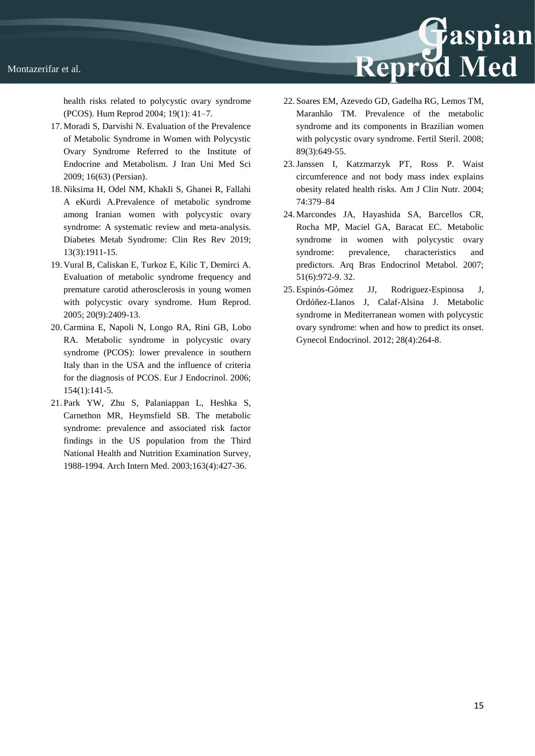health risks related to polycystic ovary syndrome (PCOS). Hum Reprod 2004; 19(1): 41–7.

17. Moradi S, Darvishi N. Evaluation of the Prevalence of Metabolic Syndrome in Women with Polycystic Ovary Syndrome Referred to the Institute of Endocrine and Metabolism. J Iran Uni Med Sci 2009; 16(63) (Persian).
18. Niksima H, Odel NM, KhakIi S, Ghanei R, Fallahi A eKurdi A.Prevalence of metabolic syndrome among Iranian women with polycystic ovary syndrome: A systematic review and meta-analysis. Diabetes Metab Syndrome: Clin Res Rev 2019; 13(3):1911-15.
19. Vural B, Caliskan E, Turkoz E, Kilic T, Demirci A. Evaluation of metabolic syndrome frequency and premature carotid atherosclerosis in young women with polycystic ovary syndrome. Hum Reprod. 2005; 20(9):2409-13.
20. Carmina E, Napoli N, Longo RA, Rini GB, Lobo RA. Metabolic syndrome in polycystic ovary syndrome (PCOS): lower prevalence in southern Italy than in the USA and the influence of criteria for the diagnosis of PCOS. Eur J Endocrinol. 2006; 154(1):141-5.
21. Park YW, Zhu S, Palaniappan L, Heshka S, Carnethon MR, Heymsfield SB. The metabolic syndrome: prevalence and associated risk factor findings in the US population from the Third National Health and Nutrition Examination Survey, 1988-1994. Arch Intern Med. 2003;163(4):427-36.
22. Soares EM, Azevedo GD, Gadelha RG, Lemos TM, Maranhão TM. Prevalence of the metabolic syndrome and its components in Brazilian women with polycystic ovary syndrome. Fertil Steril. 2008; 89(3):649-55.
23. Janssen I, Katzmarzyk PT, Ross P. Waist circumference and not body mass index explains obesity related health risks. Am J Clin Nutr. 2004; 74:379–84
24. Marcondes JA, Hayashida SA, Barcellos CR, Rocha MP, Maciel GA, Baracat EC. Metabolic syndrome in women with polycystic ovary syndrome: prevalence, characteristics and predictors. Arq Bras Endocrinol Metabol. 2007; 51(6):972-9. 32.
25. Espinós-Gómez JJ, Rodriguez-Espinosa J, Ordóñez-Llanos J, Calaf-Alsina J. Metabolic syndrome in Mediterranean women with polycystic ovary syndrome: when and how to predict its onset. Gynecol Endocrinol. 2012; 28(4):264-8.